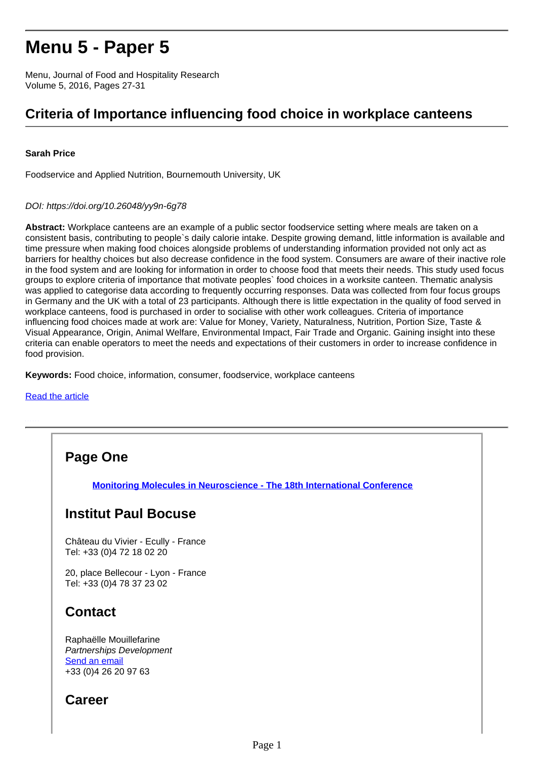# Menu 5 - Paper 5

Menu, Journal of Food and Hospitality Research
Volume 5, 2016, Pages 27-31

## Criteria of Importance influencing food choice in workplace canteens

**Sarah Price**

Foodservice and Applied Nutrition, Bournemouth University, UK

*DOI: https://doi.org/10.26048/yy9n-6g78*

**Abstract:** Workplace canteens are an example of a public sector foodservice setting where meals are taken on a consistent basis, contributing to people`s daily calorie intake. Despite growing demand, little information is available and time pressure when making food choices alongside problems of understanding information provided not only act as barriers for healthy choices but also decrease confidence in the food system. Consumers are aware of their inactive role in the food system and are looking for information in order to choose food that meets their needs. This study used focus groups to explore criteria of importance that motivate peoples` food choices in a worksite canteen. Thematic analysis was applied to categorise data according to frequently occurring responses. Data was collected from four focus groups in Germany and the UK with a total of 23 participants. Although there is little expectation in the quality of food served in workplace canteens, food is purchased in order to socialise with other work colleagues. Criteria of importance influencing food choices made at work are: Value for Money, Variety, Naturalness, Nutrition, Portion Size, Taste & Visual Appearance, Origin, Animal Welfare, Environmental Impact, Fair Trade and Organic. Gaining insight into these criteria can enable operators to meet the needs and expectations of their customers in order to increase confidence in food provision.

**Keywords:** Food choice, information, consumer, foodservice, workplace canteens

[Read the article]

---

## Page One

**[Monitoring Molecules in Neuroscience - The 18th International Conference]**

## Institut Paul Bocuse

Château du Vivier - Ecully - France
Tel: +33 (0)4 72 18 02 20

20, place Bellecour - Lyon - France
Tel: +33 (0)4 78 37 23 02

## Contact

Raphaëlle Mouillefarine
*Partnerships Development*
[Send an email]
+33 (0)4 26 20 97 63

## Career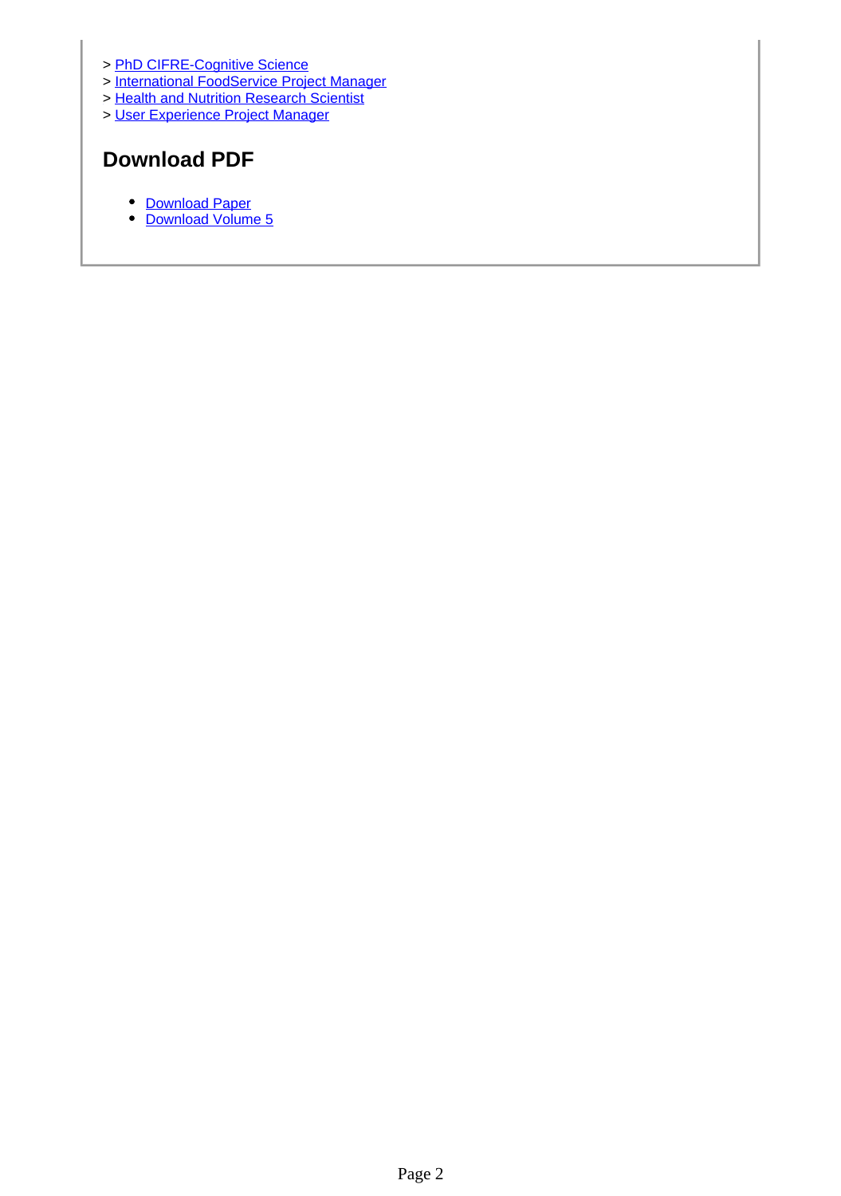> PhD CIFRE-Cognitive Science
> International FoodService Project Manager
> Health and Nutrition Research Scientist
> User Experience Project Manager

## Download PDF

- Download Paper
- Download Volume 5